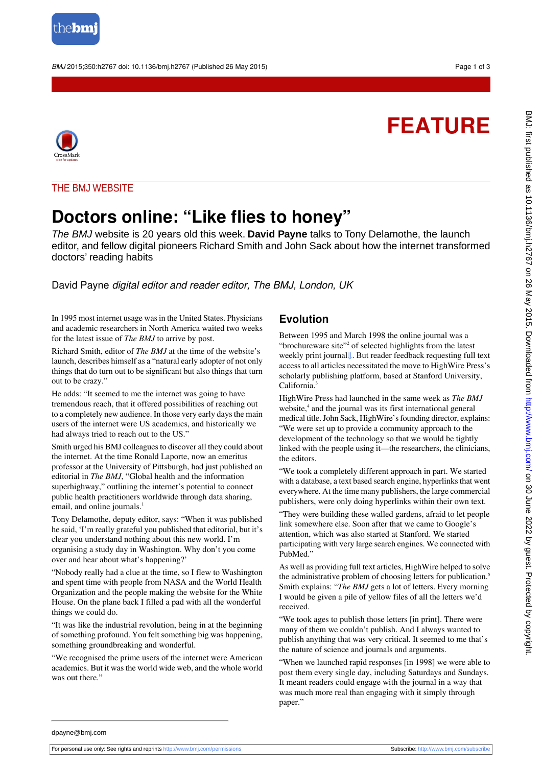FEATURE

THE BMJ WEBSITE

# Doctors online: "Like flies to honey"

*The BMJ* website is 20 years old this week. **David Payne** talks to Tony Delamothe, the launch editor, and fellow digital pioneers Richard Smith and John Sack about how the internet transformed doctors' reading habits

David Payne *digital editor and reader editor, The BMJ, London, UK*

In 1995 most internet usage was in the United States. Physicians and academic researchers in North America waited two weeks for the latest issue of *The BMJ* to arrive by post.

Richard Smith, editor of *The BMJ* at the time of the website's launch, describes himself as a "natural early adopter of not only things that do turn out to be significant but also things that turn out to be crazy."

He adds: "It seemed to me the internet was going to have tremendous reach, that it offered possibilities of reaching out to a completely new audience. In those very early days the main users of the internet were US academics, and historically we had always tried to reach out to the US."

Smith urged his BMJ colleagues to discover all they could about the internet. At the time Ronald Laporte, now an emeritus professor at the University of Pittsburgh, had just published an editorial in *The BMJ*, "Global health and the information superhighway," outlining the internet's potential to connect public health practitioners worldwide through data sharing, email, and online journals.[1]

Tony Delamothe, deputy editor, says: "When it was published he said, 'I'm really grateful you published that editorial, but it's clear you understand nothing about this new world. I'm organising a study day in Washington. Why don't you come over and hear about what's happening?'

"Nobody really had a clue at the time, so I flew to Washington and spent time with people from NASA and the World Health Organization and the people making the website for the White House. On the plane back I filled a pad with all the wonderful things we could do.

"It was like the industrial revolution, being in at the beginning of something profound. You felt something big was happening, something groundbreaking and wonderful.

"We recognised the prime users of the internet were American academics. But it was the world wide web, and the whole world was out there."

## Evolution

Between 1995 and March 1998 the online journal was a "brochureware site"[2] of selected highlights from the latest weekly print journal⇓. But reader feedback requesting full text access to all articles necessitated the move to HighWire Press's scholarly publishing platform, based at Stanford University, California.[3]

HighWire Press had launched in the same week as *The BMJ* website,[4] and the journal was its first international general medical title. John Sack, HighWire's founding director, explains: "We were set up to provide a community approach to the development of the technology so that we would be tightly linked with the people using it—the researchers, the clinicians, the editors.

"We took a completely different approach in part. We started with a database, a text based search engine, hyperlinks that went everywhere. At the time many publishers, the large commercial publishers, were only doing hyperlinks within their own text.

"They were building these walled gardens, afraid to let people link somewhere else. Soon after that we came to Google's attention, which was also started at Stanford. We started participating with very large search engines. We connected with PubMed."

As well as providing full text articles, HighWire helped to solve the administrative problem of choosing letters for publication.[5] Smith explains: "*The BMJ* gets a lot of letters. Every morning I would be given a pile of yellow files of all the letters we'd received.

"We took ages to publish those letters [in print]. There were many of them we couldn't publish. And I always wanted to publish anything that was very critical. It seemed to me that's the nature of science and journals and arguments.

"When we launched rapid responses [in 1998] we were able to post them every single day, including Saturdays and Sundays. It meant readers could engage with the journal in a way that was much more real than engaging with it simply through paper."

dpayne@bmj.com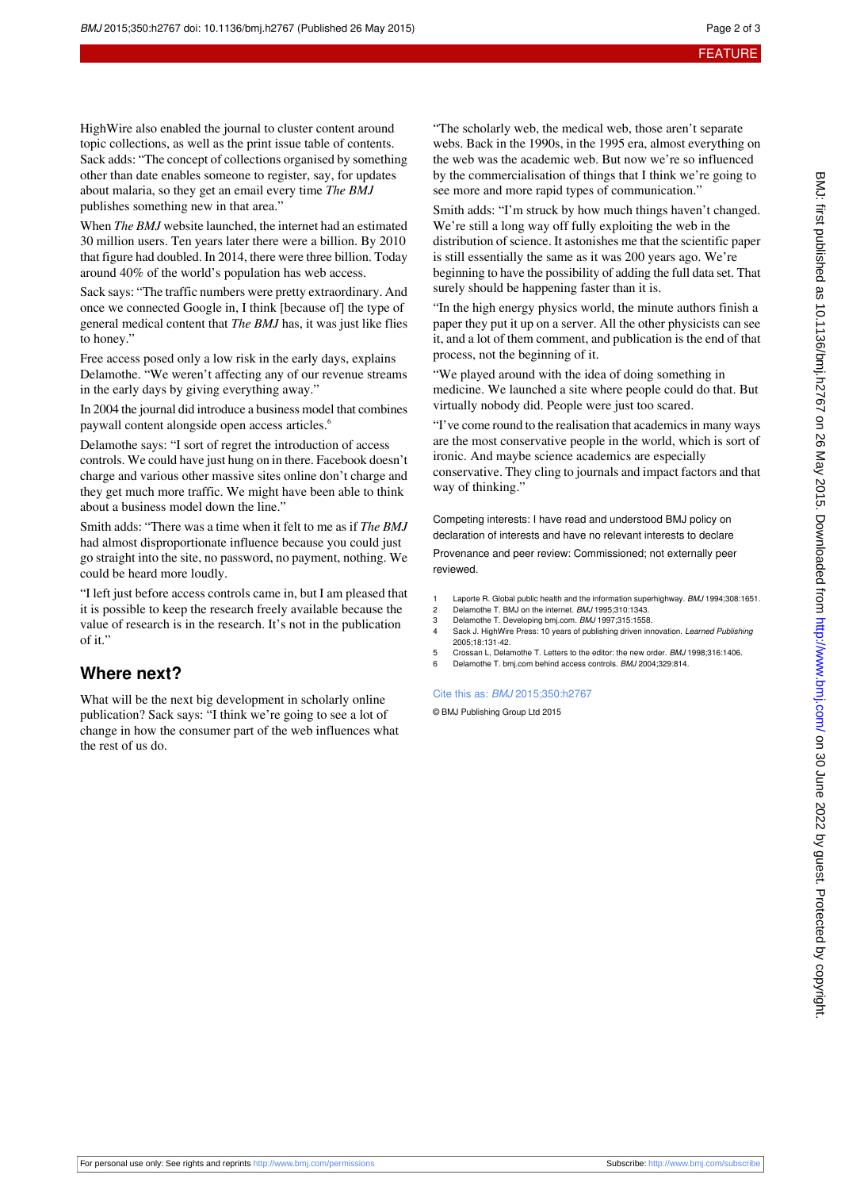HighWire also enabled the journal to cluster content around topic collections, as well as the print issue table of contents. Sack adds: "The concept of collections organised by something other than date enables someone to register, say, for updates about malaria, so they get an email every time *The BMJ* publishes something new in that area."

When *The BMJ* website launched, the internet had an estimated 30 million users. Ten years later there were a billion. By 2010 that figure had doubled. In 2014, there were three billion. Today around 40% of the world's population has web access.

Sack says: "The traffic numbers were pretty extraordinary. And once we connected Google in, I think [because of] the type of general medical content that *The BMJ* has, it was just like flies to honey."

Free access posed only a low risk in the early days, explains Delamothe. "We weren't affecting any of our revenue streams in the early days by giving everything away."

In 2004 the journal did introduce a business model that combines paywall content alongside open access articles.[6]

Delamothe says: "I sort of regret the introduction of access controls. We could have just hung on in there. Facebook doesn't charge and various other massive sites online don't charge and they get much more traffic. We might have been able to think about a business model down the line."

Smith adds: "There was a time when it felt to me as if *The BMJ* had almost disproportionate influence because you could just go straight into the site, no password, no payment, nothing. We could be heard more loudly.

"I left just before access controls came in, but I am pleased that it is possible to keep the research freely available because the value of research is in the research. It's not in the publication of it."

## Where next?

What will be the next big development in scholarly online publication? Sack says: "I think we're going to see a lot of change in how the consumer part of the web influences what the rest of us do.

"The scholarly web, the medical web, those aren't separate webs. Back in the 1990s, in the 1995 era, almost everything on the web was the academic web. But now we're so influenced by the commercialisation of things that I think we're going to see more and more rapid types of communication."

Smith adds: "I'm struck by how much things haven't changed. We're still a long way off fully exploiting the web in the distribution of science. It astonishes me that the scientific paper is still essentially the same as it was 200 years ago. We're beginning to have the possibility of adding the full data set. That surely should be happening faster than it is.

"In the high energy physics world, the minute authors finish a paper they put it up on a server. All the other physicists can see it, and a lot of them comment, and publication is the end of that process, not the beginning of it.

"We played around with the idea of doing something in medicine. We launched a site where people could do that. But virtually nobody did. People were just too scared.

"I've come round to the realisation that academics in many ways are the most conservative people in the world, which is sort of ironic. And maybe science academics are especially conservative. They cling to journals and impact factors and that way of thinking."

Competing interests: I have read and understood BMJ policy on declaration of interests and have no relevant interests to declare

Provenance and peer review: Commissioned; not externally peer reviewed.

1. Laporte R. Global public health and the information superhighway. *BMJ* 1994;308:1651.
2. Delamothe T. BMJ on the internet. *BMJ* 1995;310:1343.
3. Delamothe T. Developing bmj.com. *BMJ* 1997;315:1558.
4. Sack J. HighWire Press: 10 years of publishing driven innovation. *Learned Publishing* 2005;18:131-42.
5. Crossan L, Delamothe T. Letters to the editor: the new order. *BMJ* 1998;316:1406.
6. Delamothe T. bmj.com behind access controls. *BMJ* 2004;329:814.

Cite this as: *BMJ* 2015;350:h2767

© BMJ Publishing Group Ltd 2015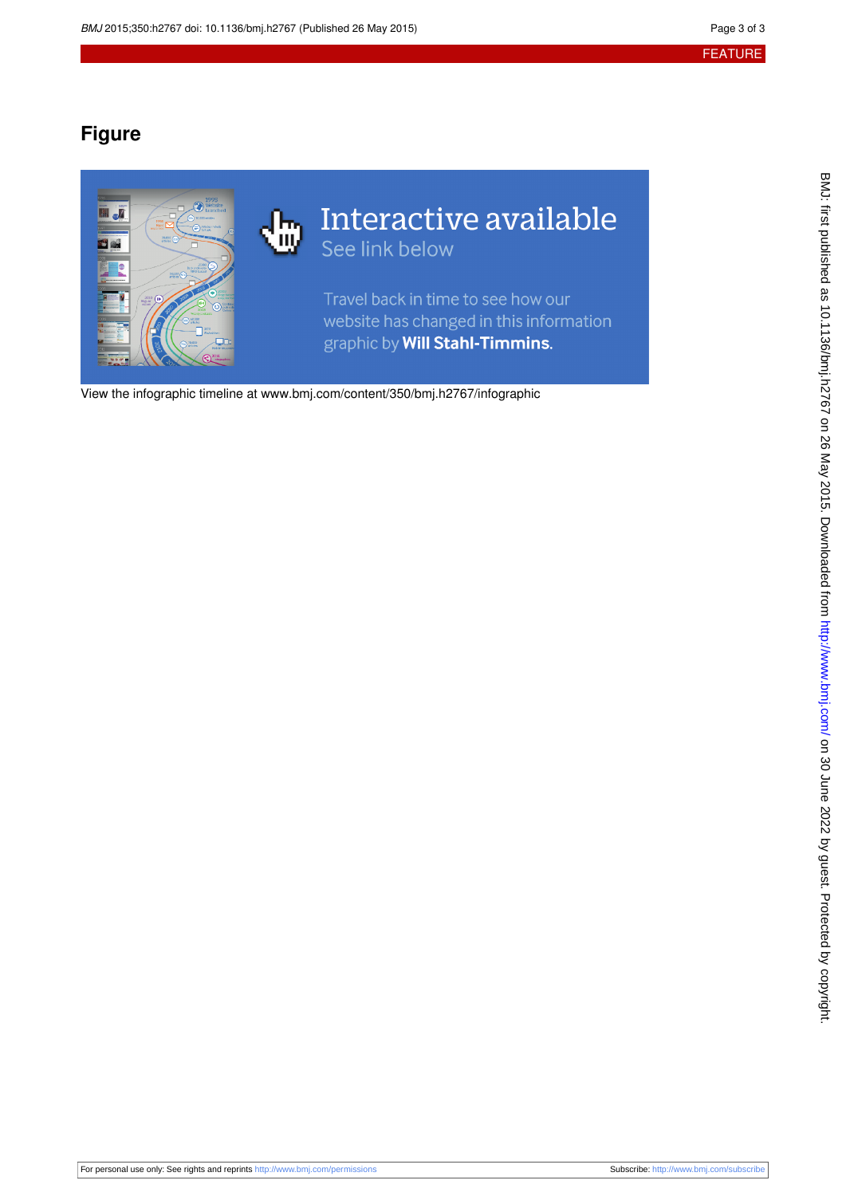## Figure

Interactive available

See link below

Travel back in time to see how our website has changed in this information graphic by **Will Stahl-Timmins.**

View the infographic timeline at www.bmj.com/content/350/bmj.h2767/infographic